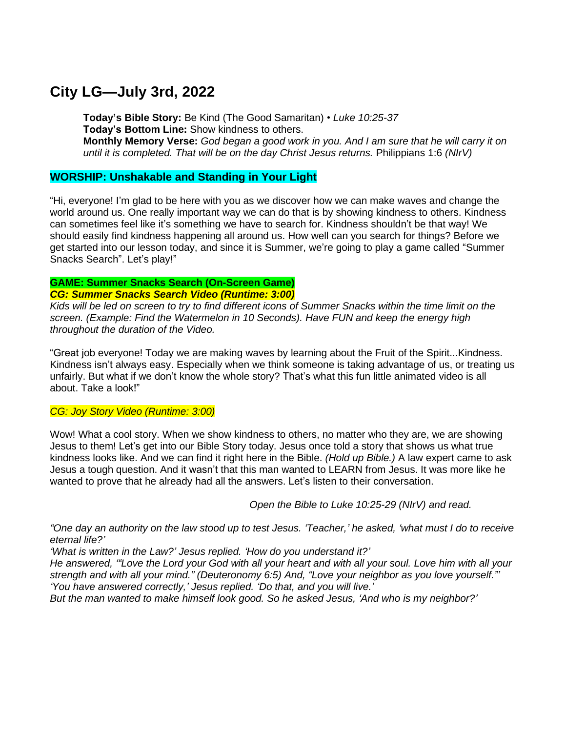# City LG—July 3rd, 2022

**Today's Bible Story:** Be Kind (The Good Samaritan) • *Luke 10:25-37*
**Today's Bottom Line:** Show kindness to others.
**Monthly Memory Verse:** *God began a good work in you. And I am sure that he will carry it on until it is completed. That will be on the day Christ Jesus returns.* Philippians 1:6 *(NIrV)*

**WORSHIP: Unshakable and Standing in Your Light**

"Hi, everyone! I'm glad to be here with you as we discover how we can make waves and change the world around us. One really important way we can do that is by showing kindness to others. Kindness can sometimes feel like it's something we have to search for. Kindness shouldn't be that way! We should easily find kindness happening all around us. How well can you search for things? Before we get started into our lesson today, and since it is Summer, we're going to play a game called "Summer Snacks Search". Let's play!"

**GAME: Summer Snacks Search (On-Screen Game)**
***CG: Summer Snacks Search Video (Runtime: 3:00)***
*Kids will be led on screen to try to find different icons of Summer Snacks within the time limit on the screen. (Example: Find the Watermelon in 10 Seconds). Have FUN and keep the energy high throughout the duration of the Video.*

"Great job everyone! Today we are making waves by learning about the Fruit of the Spirit...Kindness. Kindness isn't always easy. Especially when we think someone is taking advantage of us, or treating us unfairly. But what if we don't know the whole story? That's what this fun little animated video is all about. Take a look!"

*CG: Joy Story Video (Runtime: 3:00)*

Wow! What a cool story. When we show kindness to others, no matter who they are, we are showing Jesus to them! Let's get into our Bible Story today. Jesus once told a story that shows us what true kindness looks like. And we can find it right here in the Bible. *(Hold up Bible.)* A law expert came to ask Jesus a tough question. And it wasn't that this man wanted to LEARN from Jesus. It was more like he wanted to prove that he already had all the answers. Let's listen to their conversation.

*Open the Bible to Luke 10:25-29 (NIrV) and read.*

*"One day an authority on the law stood up to test Jesus. 'Teacher,' he asked, 'what must I do to receive eternal life?'*
*'What is written in the Law?' Jesus replied. 'How do you understand it?'*
*He answered, '"Love the Lord your God with all your heart and with all your soul. Love him with all your strength and with all your mind." (Deuteronomy 6:5) And, "Love your neighbor as you love yourself."'*
*'You have answered correctly,' Jesus replied. 'Do that, and you will live.'*
*But the man wanted to make himself look good. So he asked Jesus, 'And who is my neighbor?'*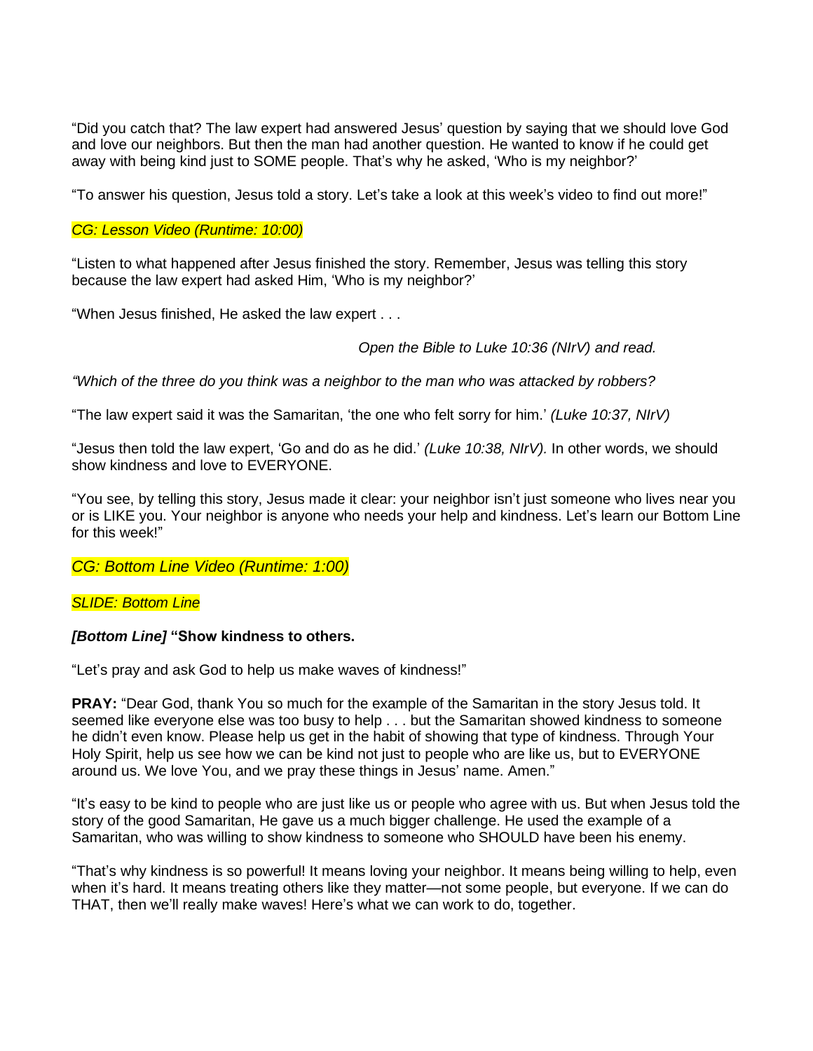"Did you catch that? The law expert had answered Jesus' question by saying that we should love God and love our neighbors. But then the man had another question. He wanted to know if he could get away with being kind just to SOME people. That's why he asked, 'Who is my neighbor?'

"To answer his question, Jesus told a story. Let's take a look at this week's video to find out more!"

*CG: Lesson Video (Runtime: 10:00)*

"Listen to what happened after Jesus finished the story. Remember, Jesus was telling this story because the law expert had asked Him, 'Who is my neighbor?'

"When Jesus finished, He asked the law expert . . .

*Open the Bible to Luke 10:36 (NIrV) and read.*

*"Which of the three do you think was a neighbor to the man who was attacked by robbers?*

"The law expert said it was the Samaritan, 'the one who felt sorry for him.' *(Luke 10:37, NIrV)*

"Jesus then told the law expert, 'Go and do as he did.' *(Luke 10:38, NIrV).* In other words, we should show kindness and love to EVERYONE.

"You see, by telling this story, Jesus made it clear: your neighbor isn't just someone who lives near you or is LIKE you. Your neighbor is anyone who needs your help and kindness. Let's learn our Bottom Line for this week!"

*CG: Bottom Line Video (Runtime: 1:00)*

*SLIDE: Bottom Line*

***[Bottom Line]*** **"Show kindness to others.**

"Let's pray and ask God to help us make waves of kindness!"

**PRAY:** "Dear God, thank You so much for the example of the Samaritan in the story Jesus told. It seemed like everyone else was too busy to help . . . but the Samaritan showed kindness to someone he didn't even know. Please help us get in the habit of showing that type of kindness. Through Your Holy Spirit, help us see how we can be kind not just to people who are like us, but to EVERYONE around us. We love You, and we pray these things in Jesus' name. Amen."

"It's easy to be kind to people who are just like us or people who agree with us. But when Jesus told the story of the good Samaritan, He gave us a much bigger challenge. He used the example of a Samaritan, who was willing to show kindness to someone who SHOULD have been his enemy.

"That's why kindness is so powerful! It means loving your neighbor. It means being willing to help, even when it's hard. It means treating others like they matter—not some people, but everyone. If we can do THAT, then we'll really make waves! Here's what we can work to do, together.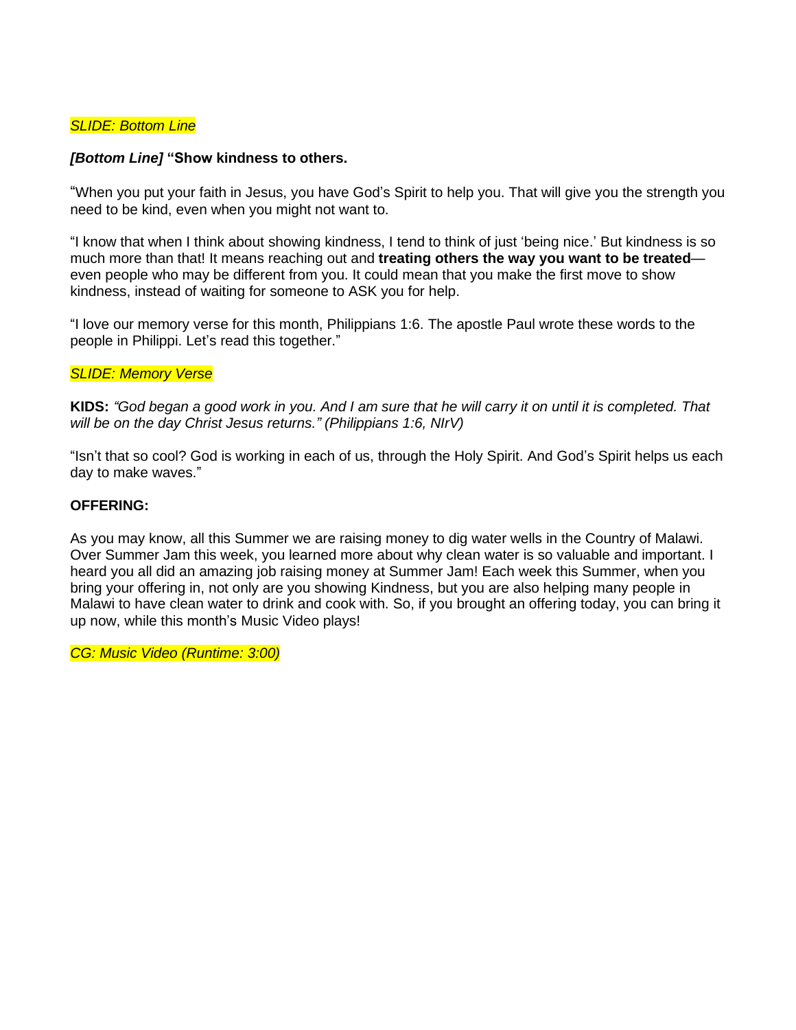*SLIDE: Bottom Line*

***[Bottom Line]*** **"Show kindness to others.**

"When you put your faith in Jesus, you have God's Spirit to help you. That will give you the strength you need to be kind, even when you might not want to.

"I know that when I think about showing kindness, I tend to think of just 'being nice.' But kindness is so much more than that! It means reaching out and **treating others the way you want to be treated**—even people who may be different from you. It could mean that you make the first move to show kindness, instead of waiting for someone to ASK you for help.

"I love our memory verse for this month, Philippians 1:6. The apostle Paul wrote these words to the people in Philippi. Let's read this together."

*SLIDE: Memory Verse*

**KIDS:** *"God began a good work in you. And I am sure that he will carry it on until it is completed. That will be on the day Christ Jesus returns." (Philippians 1:6, NIrV)*

"Isn't that so cool? God is working in each of us, through the Holy Spirit. And God's Spirit helps us each day to make waves."

**OFFERING:**

As you may know, all this Summer we are raising money to dig water wells in the Country of Malawi. Over Summer Jam this week, you learned more about why clean water is so valuable and important. I heard you all did an amazing job raising money at Summer Jam! Each week this Summer, when you bring your offering in, not only are you showing Kindness, but you are also helping many people in Malawi to have clean water to drink and cook with. So, if you brought an offering today, you can bring it up now, while this month's Music Video plays!

*CG: Music Video (Runtime: 3:00)*